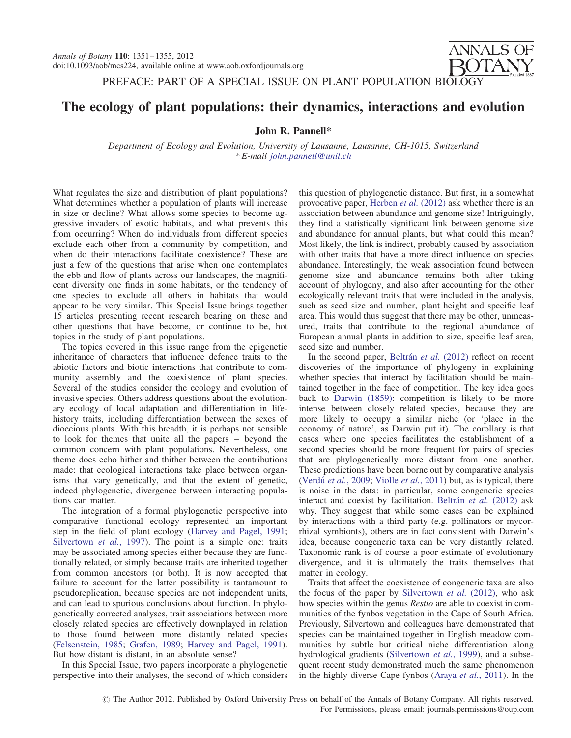PREFACE: PART OF A SPECIAL ISSUE ON PLANT POPULATION BIOLOGY

# The ecology of plant populations: their dynamics, interactions and evolution

**John R. Pannell***

*Department of Ecology and Evolution, University of Lausanne, Lausanne, CH-1015, Switzerland*
*\* E-mail john.pannell@unil.ch*

What regulates the size and distribution of plant populations? What determines whether a population of plants will increase in size or decline? What allows some species to become aggressive invaders of exotic habitats, and what prevents this from occurring? When do individuals from different species exclude each other from a community by competition, and when do their interactions facilitate coexistence? These are just a few of the questions that arise when one contemplates the ebb and flow of plants across our landscapes, the magnificent diversity one finds in some habitats, or the tendency of one species to exclude all others in habitats that would appear to be very similar. This Special Issue brings together 15 articles presenting recent research bearing on these and other questions that have become, or continue to be, hot topics in the study of plant populations.

The topics covered in this issue range from the epigenetic inheritance of characters that influence defence traits to the abiotic factors and biotic interactions that contribute to community assembly and the coexistence of plant species. Several of the studies consider the ecology and evolution of invasive species. Others address questions about the evolutionary ecology of local adaptation and differentiation in life-history traits, including differentiation between the sexes of dioecious plants. With this breadth, it is perhaps not sensible to look for themes that unite all the papers – beyond the common concern with plant populations. Nevertheless, one theme does echo hither and thither between the contributions made: that ecological interactions take place between organisms that vary genetically, and that the extent of genetic, indeed phylogenetic, divergence between interacting populations can matter.

The integration of a formal phylogenetic perspective into comparative functional ecology represented an important step in the field of plant ecology (Harvey and Pagel, 1991; Silvertown *et al.*, 1997). The point is a simple one: traits may be associated among species either because they are functionally related, or simply because traits are inherited together from common ancestors (or both). It is now accepted that failure to account for the latter possibility is tantamount to pseudoreplication, because species are not independent units, and can lead to spurious conclusions about function. In phylogenetically corrected analyses, trait associations between more closely related species are effectively downplayed in relation to those found between more distantly related species (Felsenstein, 1985; Grafen, 1989; Harvey and Pagel, 1991). But how distant is distant, in an absolute sense?

In this Special Issue, two papers incorporate a phylogenetic perspective into their analyses, the second of which considers this question of phylogenetic distance. But first, in a somewhat provocative paper, Herben *et al.* (2012) ask whether there is an association between abundance and genome size! Intriguingly, they find a statistically significant link between genome size and abundance for annual plants, but what could this mean? Most likely, the link is indirect, probably caused by association with other traits that have a more direct influence on species abundance. Interestingly, the weak association found between genome size and abundance remains both after taking account of phylogeny, and also after accounting for the other ecologically relevant traits that were included in the analysis, such as seed size and number, plant height and specific leaf area. This would thus suggest that there may be other, unmeasured, traits that contribute to the regional abundance of European annual plants in addition to size, specific leaf area, seed size and number.

In the second paper, Beltrán *et al.* (2012) reflect on recent discoveries of the importance of phylogeny in explaining whether species that interact by facilitation should be maintained together in the face of competition. The key idea goes back to Darwin (1859): competition is likely to be more intense between closely related species, because they are more likely to occupy a similar niche (or 'place in the economy of nature', as Darwin put it). The corollary is that cases where one species facilitates the establishment of a second species should be more frequent for pairs of species that are phylogenetically more distant from one another. These predictions have been borne out by comparative analysis (Verdú *et al.*, 2009; Violle *et al.*, 2011) but, as is typical, there is noise in the data: in particular, some congeneric species interact and coexist by facilitation. Beltrán *et al.* (2012) ask why. They suggest that while some cases can be explained by interactions with a third party (e.g. pollinators or mycorrhizal symbionts), others are in fact consistent with Darwin's idea, because congeneric taxa can be very distantly related. Taxonomic rank is of course a poor estimate of evolutionary divergence, and it is ultimately the traits themselves that matter in ecology.

Traits that affect the coexistence of congeneric taxa are also the focus of the paper by Silvertown *et al.* (2012), who ask how species within the genus *Restio* are able to coexist in communities of the fynbos vegetation in the Cape of South Africa. Previously, Silvertown and colleagues have demonstrated that species can be maintained together in English meadow communities by subtle but critical niche differentiation along hydrological gradients (Silvertown *et al.*, 1999), and a subsequent recent study demonstrated much the same phenomenon in the highly diverse Cape fynbos (Araya *et al.*, 2011). In the

© The Author 2012. Published by Oxford University Press on behalf of the Annals of Botany Company. All rights reserved. For Permissions, please email: journals.permissions@oup.com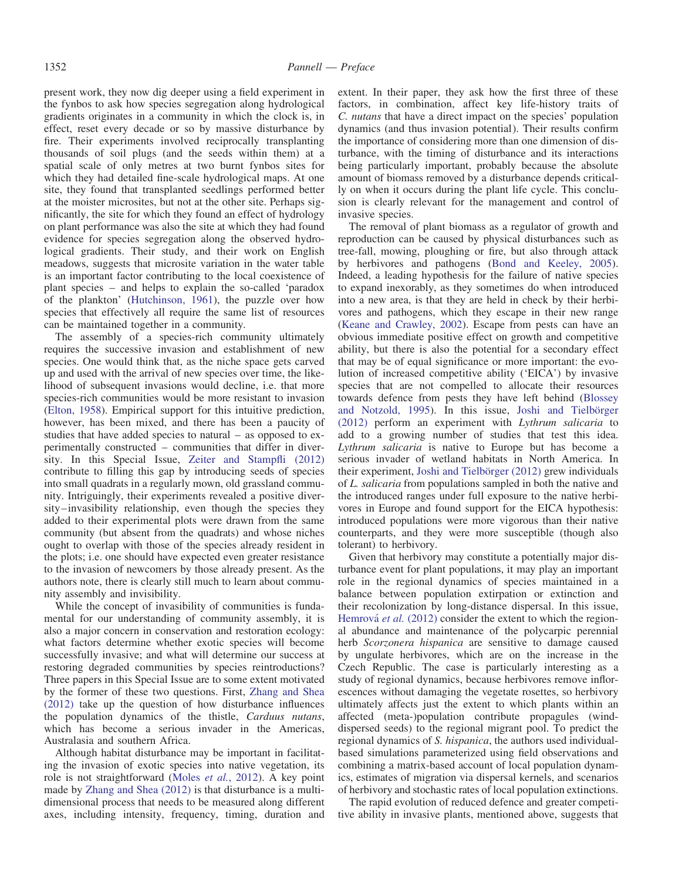present work, they now dig deeper using a field experiment in the fynbos to ask how species segregation along hydrological gradients originates in a community in which the clock is, in effect, reset every decade or so by massive disturbance by fire. Their experiments involved reciprocally transplanting thousands of soil plugs (and the seeds within them) at a spatial scale of only metres at two burnt fynbos sites for which they had detailed fine-scale hydrological maps. At one site, they found that transplanted seedlings performed better at the moister microsites, but not at the other site. Perhaps significantly, the site for which they found an effect of hydrology on plant performance was also the site at which they had found evidence for species segregation along the observed hydrological gradients. Their study, and their work on English meadows, suggests that microsite variation in the water table is an important factor contributing to the local coexistence of plant species – and helps to explain the so-called 'paradox of the plankton' (Hutchinson, 1961), the puzzle over how species that effectively all require the same list of resources can be maintained together in a community.

The assembly of a species-rich community ultimately requires the successive invasion and establishment of new species. One would think that, as the niche space gets carved up and used with the arrival of new species over time, the likelihood of subsequent invasions would decline, i.e. that more species-rich communities would be more resistant to invasion (Elton, 1958). Empirical support for this intuitive prediction, however, has been mixed, and there has been a paucity of studies that have added species to natural – as opposed to experimentally constructed – communities that differ in diversity. In this Special Issue, Zeiter and Stampfli (2012) contribute to filling this gap by introducing seeds of species into small quadrats in a regularly mown, old grassland community. Intriguingly, their experiments revealed a positive diversity–invasibility relationship, even though the species they added to their experimental plots were drawn from the same community (but absent from the quadrats) and whose niches ought to overlap with those of the species already resident in the plots; i.e. one should have expected even greater resistance to the invasion of newcomers by those already present. As the authors note, there is clearly still much to learn about community assembly and invisibility.

While the concept of invasibility of communities is fundamental for our understanding of community assembly, it is also a major concern in conservation and restoration ecology: what factors determine whether exotic species will become successfully invasive; and what will determine our success at restoring degraded communities by species reintroductions? Three papers in this Special Issue are to some extent motivated by the former of these two questions. First, Zhang and Shea (2012) take up the question of how disturbance influences the population dynamics of the thistle, *Carduus nutans*, which has become a serious invader in the Americas, Australasia and southern Africa.

Although habitat disturbance may be important in facilitating the invasion of exotic species into native vegetation, its role is not straightforward (Moles *et al.*, 2012). A key point made by Zhang and Shea (2012) is that disturbance is a multidimensional process that needs to be measured along different axes, including intensity, frequency, timing, duration and extent. In their paper, they ask how the first three of these factors, in combination, affect key life-history traits of *C. nutans* that have a direct impact on the species' population dynamics (and thus invasion potential). Their results confirm the importance of considering more than one dimension of disturbance, with the timing of disturbance and its interactions being particularly important, probably because the absolute amount of biomass removed by a disturbance depends critically on when it occurs during the plant life cycle. This conclusion is clearly relevant for the management and control of invasive species.

The removal of plant biomass as a regulator of growth and reproduction can be caused by physical disturbances such as tree-fall, mowing, ploughing or fire, but also through attack by herbivores and pathogens (Bond and Keeley, 2005). Indeed, a leading hypothesis for the failure of native species to expand inexorably, as they sometimes do when introduced into a new area, is that they are held in check by their herbivores and pathogens, which they escape in their new range (Keane and Crawley, 2002). Escape from pests can have an obvious immediate positive effect on growth and competitive ability, but there is also the potential for a secondary effect that may be of equal significance or more important: the evolution of increased competitive ability ('EICA') by invasive species that are not compelled to allocate their resources towards defence from pests they have left behind (Blossey and Notzold, 1995). In this issue, Joshi and Tielbörger (2012) perform an experiment with *Lythrum salicaria* to add to a growing number of studies that test this idea. *Lythrum salicaria* is native to Europe but has become a serious invader of wetland habitats in North America. In their experiment, Joshi and Tielbörger (2012) grew individuals of *L. salicaria* from populations sampled in both the native and the introduced ranges under full exposure to the native herbivores in Europe and found support for the EICA hypothesis: introduced populations were more vigorous than their native counterparts, and they were more susceptible (though also tolerant) to herbivory.

Given that herbivory may constitute a potentially major disturbance event for plant populations, it may play an important role in the regional dynamics of species maintained in a balance between population extirpation or extinction and their recolonization by long-distance dispersal. In this issue, Hemrová *et al.* (2012) consider the extent to which the regional abundance and maintenance of the polycarpic perennial herb *Scorzonera hispanica* are sensitive to damage caused by ungulate herbivores, which are on the increase in the Czech Republic. The case is particularly interesting as a study of regional dynamics, because herbivores remove inflorescences without damaging the vegetate rosettes, so herbivory ultimately affects just the extent to which plants within an affected (meta-)population contribute propagules (wind-dispersed seeds) to the regional migrant pool. To predict the regional dynamics of *S. hispanica*, the authors used individual-based simulations parameterized using field observations and combining a matrix-based account of local population dynamics, estimates of migration via dispersal kernels, and scenarios of herbivory and stochastic rates of local population extinctions.

The rapid evolution of reduced defence and greater competitive ability in invasive plants, mentioned above, suggests that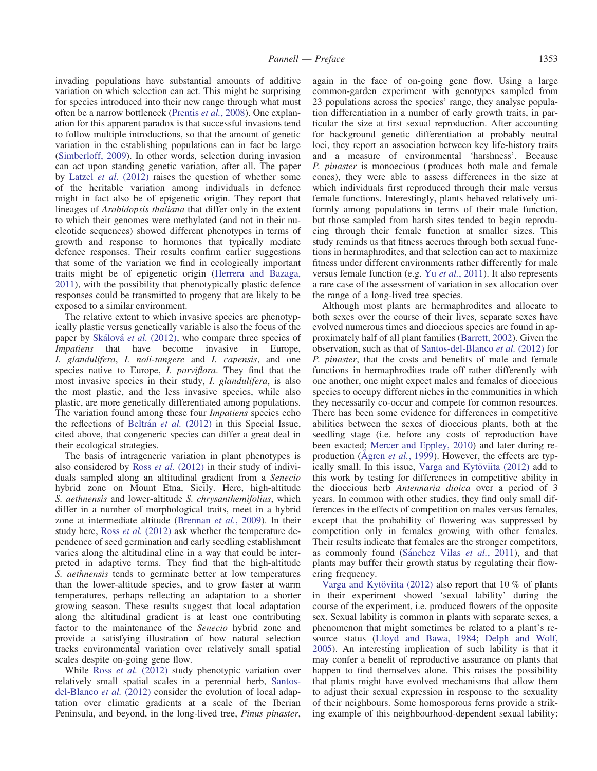invading populations have substantial amounts of additive variation on which selection can act. This might be surprising for species introduced into their new range through what must often be a narrow bottleneck (Prentis *et al.*, 2008). One explanation for this apparent paradox is that successful invasions tend to follow multiple introductions, so that the amount of genetic variation in the establishing populations can in fact be large (Simberloff, 2009). In other words, selection during invasion can act upon standing genetic variation, after all. The paper by Latzel *et al.* (2012) raises the question of whether some of the heritable variation among individuals in defence might in fact also be of epigenetic origin. They report that lineages of *Arabidopsis thaliana* that differ only in the extent to which their genomes were methylated (and not in their nucleotide sequences) showed different phenotypes in terms of growth and response to hormones that typically mediate defence responses. Their results confirm earlier suggestions that some of the variation we find in ecologically important traits might be of epigenetic origin (Herrera and Bazaga, 2011), with the possibility that phenotypically plastic defence responses could be transmitted to progeny that are likely to be exposed to a similar environment.

The relative extent to which invasive species are phenotypically plastic versus genetically variable is also the focus of the paper by Skálová *et al.* (2012), who compare three species of *Impatiens* that have become invasive in Europe, *I. glandulifera*, *I. noli-tangere* and *I. capensis*, and one species native to Europe, *I. parviflora*. They find that the most invasive species in their study, *I. glandulifera*, is also the most plastic, and the less invasive species, while also plastic, are more genetically differentiated among populations. The variation found among these four *Impatiens* species echo the reflections of Beltrán *et al.* (2012) in this Special Issue, cited above, that congeneric species can differ a great deal in their ecological strategies.

The basis of intrageneric variation in plant phenotypes is also considered by Ross *et al.* (2012) in their study of individuals sampled along an altitudinal gradient from a *Senecio* hybrid zone on Mount Etna, Sicily. Here, high-altitude *S. aethnensis* and lower-altitude *S. chrysanthemifolius*, which differ in a number of morphological traits, meet in a hybrid zone at intermediate altitude (Brennan *et al.*, 2009). In their study here, Ross *et al.* (2012) ask whether the temperature dependence of seed germination and early seedling establishment varies along the altitudinal cline in a way that could be interpreted in adaptive terms. They find that the high-altitude *S. aethnensis* tends to germinate better at low temperatures than the lower-altitude species, and to grow faster at warm temperatures, perhaps reflecting an adaptation to a shorter growing season. These results suggest that local adaptation along the altitudinal gradient is at least one contributing factor to the maintenance of the *Senecio* hybrid zone and provide a satisfying illustration of how natural selection tracks environmental variation over relatively small spatial scales despite on-going gene flow.

While Ross *et al.* (2012) study phenotypic variation over relatively small spatial scales in a perennial herb, Santos-del-Blanco *et al.* (2012) consider the evolution of local adaptation over climatic gradients at a scale of the Iberian Peninsula, and beyond, in the long-lived tree, *Pinus pinaster*, again in the face of on-going gene flow. Using a large common-garden experiment with genotypes sampled from 23 populations across the species' range, they analyse population differentiation in a number of early growth traits, in particular the size at first sexual reproduction. After accounting for background genetic differentiation at probably neutral loci, they report an association between key life-history traits and a measure of environmental 'harshness'. Because *P. pinaster* is monoecious (produces both male and female cones), they were able to assess differences in the size at which individuals first reproduced through their male versus female functions. Interestingly, plants behaved relatively uniformly among populations in terms of their male function, but those sampled from harsh sites tended to begin reproducing through their female function at smaller sizes. This study reminds us that fitness accrues through both sexual functions in hermaphrodites, and that selection can act to maximize fitness under different environments rather differently for male versus female function (e.g. Yu *et al.*, 2011). It also represents a rare case of the assessment of variation in sex allocation over the range of a long-lived tree species.

Although most plants are hermaphrodites and allocate to both sexes over the course of their lives, separate sexes have evolved numerous times and dioecious species are found in approximately half of all plant families (Barrett, 2002). Given the observation, such as that of Santos-del-Blanco *et al.* (2012) for *P. pinaster*, that the costs and benefits of male and female functions in hermaphrodites trade off rather differently with one another, one might expect males and females of dioecious species to occupy different niches in the communities in which they necessarily co-occur and compete for common resources. There has been some evidence for differences in competitive abilities between the sexes of dioecious plants, both at the seedling stage (i.e. before any costs of reproduction have been exacted; Mercer and Eppley, 2010) and later during reproduction (Ågren *et al.*, 1999). However, the effects are typically small. In this issue, Varga and Kytöviita (2012) add to this work by testing for differences in competitive ability in the dioecious herb *Antennaria dioica* over a period of 3 years. In common with other studies, they find only small differences in the effects of competition on males versus females, except that the probability of flowering was suppressed by competition only in females growing with other females. Their results indicate that females are the stronger competitors, as commonly found (Sánchez Vilas *et al.*, 2011), and that plants may buffer their growth status by regulating their flowering frequency.

Varga and Kytöviita (2012) also report that 10 % of plants in their experiment showed 'sexual lability' during the course of the experiment, i.e. produced flowers of the opposite sex. Sexual lability is common in plants with separate sexes, a phenomenon that might sometimes be related to a plant's resource status (Lloyd and Bawa, 1984; Delph and Wolf, 2005). An interesting implication of such lability is that it may confer a benefit of reproductive assurance on plants that happen to find themselves alone. This raises the possibility that plants might have evolved mechanisms that allow them to adjust their sexual expression in response to the sexuality of their neighbours. Some homosporous ferns provide a striking example of this neighbourhood-dependent sexual lability: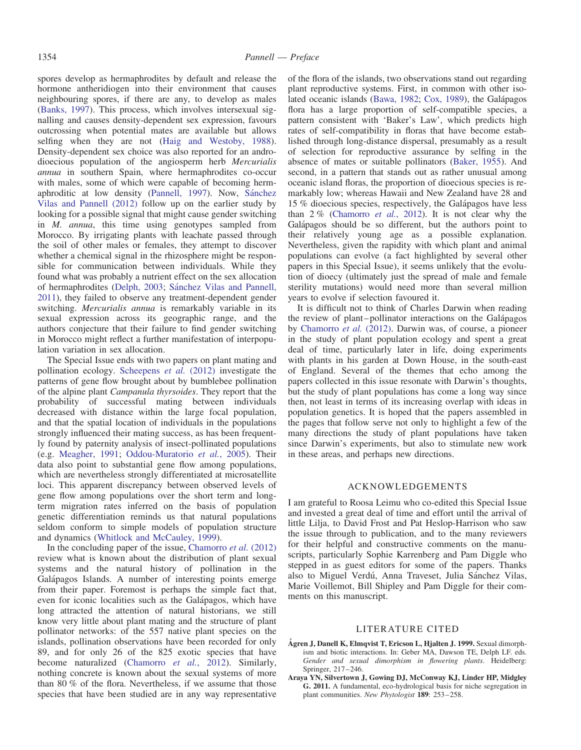spores develop as hermaphrodites by default and release the hormone antheridiogen into their environment that causes neighbouring spores, if there are any, to develop as males (Banks, 1997). This process, which involves intersexual signalling and causes density-dependent sex expression, favours outcrossing when potential mates are available but allows selfing when they are not (Haig and Westoby, 1988). Density-dependent sex choice was also reported for an androdioecious population of the angiosperm herb *Mercurialis annua* in southern Spain, where hermaphrodites co-occur with males, some of which were capable of becoming hermaphroditic at low density (Pannell, 1997). Now, Sánchez Vilas and Pannell (2012) follow up on the earlier study by looking for a possible signal that might cause gender switching in *M. annua*, this time using genotypes sampled from Morocco. By irrigating plants with leachate passed through the soil of other males or females, they attempt to discover whether a chemical signal in the rhizosphere might be responsible for communication between individuals. While they found what was probably a nutrient effect on the sex allocation of hermaphrodites (Delph, 2003; Sánchez Vilas and Pannell, 2011), they failed to observe any treatment-dependent gender switching. *Mercurialis annua* is remarkably variable in its sexual expression across its geographic range, and the authors conjecture that their failure to find gender switching in Morocco might reflect a further manifestation of interpopulation variation in sex allocation.

The Special Issue ends with two papers on plant mating and pollination ecology. Scheepens *et al.* (2012) investigate the patterns of gene flow brought about by bumblebee pollination of the alpine plant *Campanula thyrsoides*. They report that the probability of successful mating between individuals decreased with distance within the large focal population, and that the spatial location of individuals in the populations strongly influenced their mating success, as has been frequently found by paternity analysis of insect-pollinated populations (e.g. Meagher, 1991; Oddou-Muratorio *et al.*, 2005). Their data also point to substantial gene flow among populations, which are nevertheless strongly differentiated at microsatellite loci. This apparent discrepancy between observed levels of gene flow among populations over the short term and long-term migration rates inferred on the basis of population genetic differentiation reminds us that natural populations seldom conform to simple models of population structure and dynamics (Whitlock and McCauley, 1999).

In the concluding paper of the issue, Chamorro *et al.* (2012) review what is known about the distribution of plant sexual systems and the natural history of pollination in the Galápagos Islands. A number of interesting points emerge from their paper. Foremost is perhaps the simple fact that, even for iconic localities such as the Galápagos, which have long attracted the attention of natural historians, we still know very little about plant mating and the structure of plant pollinator networks: of the 557 native plant species on the islands, pollination observations have been recorded for only 89, and for only 26 of the 825 exotic species that have become naturalized (Chamorro *et al.*, 2012). Similarly, nothing concrete is known about the sexual systems of more than 80 % of the flora. Nevertheless, if we assume that those species that have been studied are in any way representative of the flora of the islands, two observations stand out regarding plant reproductive systems. First, in common with other isolated oceanic islands (Bawa, 1982; Cox, 1989), the Galápagos flora has a large proportion of self-compatible species, a pattern consistent with 'Baker's Law', which predicts high rates of self-compatibility in floras that have become established through long-distance dispersal, presumably as a result of selection for reproductive assurance by selfing in the absence of mates or suitable pollinators (Baker, 1955). And second, in a pattern that stands out as rather unusual among oceanic island floras, the proportion of dioecious species is remarkably low; whereas Hawaii and New Zealand have 28 and 15 % dioecious species, respectively, the Galápagos have less than 2 % (Chamorro *et al.*, 2012). It is not clear why the Galápagos should be so different, but the authors point to their relatively young age as a possible explanation. Nevertheless, given the rapidity with which plant and animal populations can evolve (a fact highlighted by several other papers in this Special Issue), it seems unlikely that the evolution of dioecy (ultimately just the spread of male and female sterility mutations) would need more than several million years to evolve if selection favoured it.

It is difficult not to think of Charles Darwin when reading the review of plant–pollinator interactions on the Galápagos by Chamorro *et al.* (2012). Darwin was, of course, a pioneer in the study of plant population ecology and spent a great deal of time, particularly later in life, doing experiments with plants in his garden at Down House, in the south-east of England. Several of the themes that echo among the papers collected in this issue resonate with Darwin's thoughts, but the study of plant populations has come a long way since then, not least in terms of its increasing overlap with ideas in population genetics. It is hoped that the papers assembled in the pages that follow serve not only to highlight a few of the many directions the study of plant populations have taken since Darwin's experiments, but also to stimulate new work in these areas, and perhaps new directions.

## ACKNOWLEDGEMENTS

I am grateful to Roosa Leimu who co-edited this Special Issue and invested a great deal of time and effort until the arrival of little Lilja, to David Frost and Pat Heslop-Harrison who saw the issue through to publication, and to the many reviewers for their helpful and constructive comments on the manuscripts, particularly Sophie Karrenberg and Pam Diggle who stepped in as guest editors for some of the papers. Thanks also to Miguel Verdú, Anna Traveset, Julia Sánchez Vilas, Marie Voillemot, Bill Shipley and Pam Diggle for their comments on this manuscript.

## LITERATURE CITED

**Ågren J, Danell K, Elmqvist T, Ericson L, Hjalten J. 1999.** Sexual dimorphism and biotic interactions. In: Geber MA, Dawson TE, Delph LF. eds. *Gender and sexual dimorphism in flowering plants*. Heidelberg: Springer, 217–246.

**Araya YN, Silvertown J, Gowing DJ, McConway KJ, Linder HP, Midgley G. 2011.** A fundamental, eco-hydrological basis for niche segregation in plant communities. *New Phytologist* **189**: 253–258.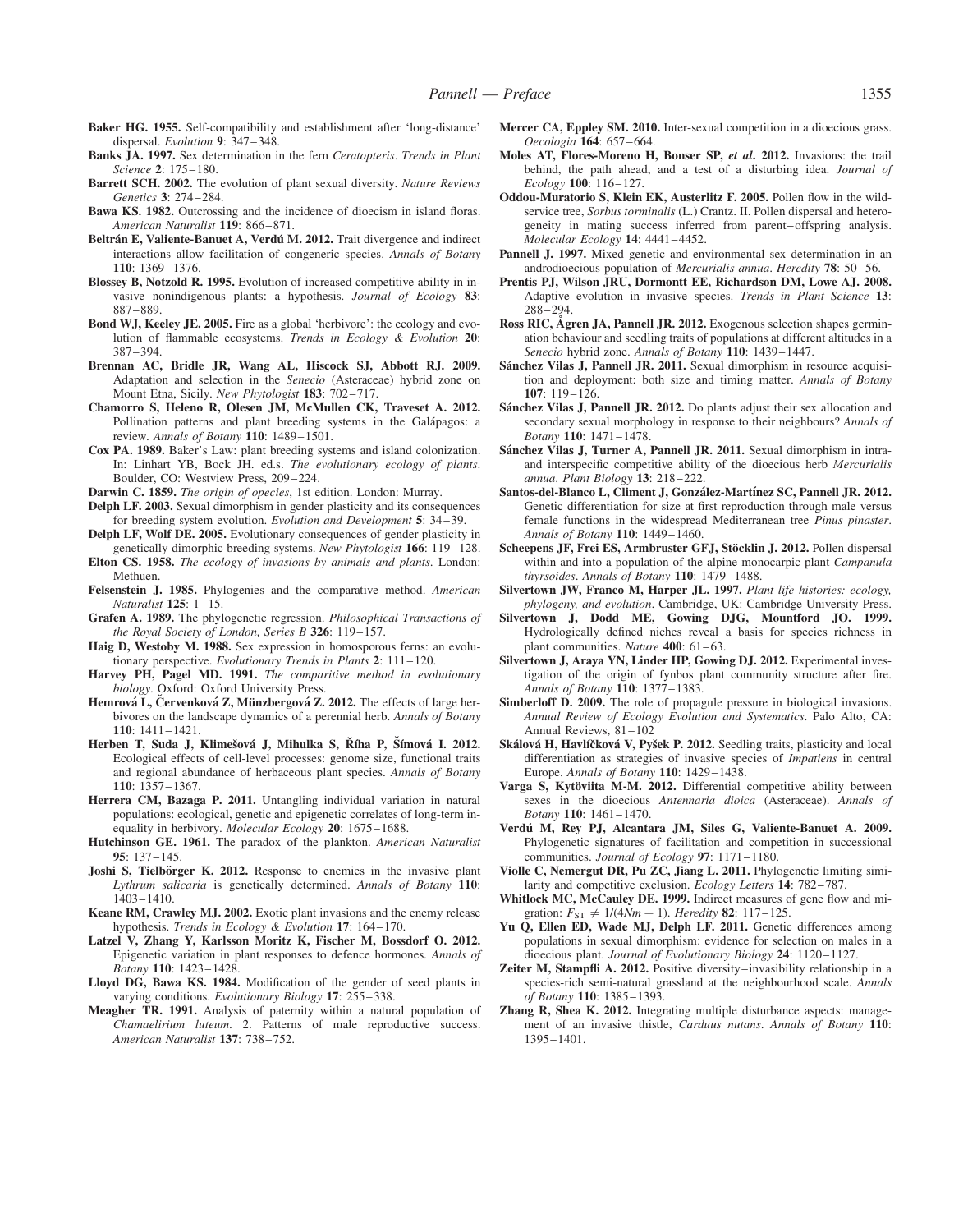**Baker HG. 1955.** Self-compatibility and establishment after 'long-distance' dispersal. *Evolution* **9**: 347–348.

**Banks JA. 1997.** Sex determination in the fern *Ceratopteris*. *Trends in Plant Science* **2**: 175–180.

**Barrett SCH. 2002.** The evolution of plant sexual diversity. *Nature Reviews Genetics* **3**: 274–284.

**Bawa KS. 1982.** Outcrossing and the incidence of dioecism in island floras. *American Naturalist* **119**: 866–871.

**Beltrán E, Valiente-Banuet A, Verdú M. 2012.** Trait divergence and indirect interactions allow facilitation of congeneric species. *Annals of Botany* **110**: 1369–1376.

**Blossey B, Notzold R. 1995.** Evolution of increased competitive ability in invasive nonindigenous plants: a hypothesis. *Journal of Ecology* **83**: 887–889.

**Bond WJ, Keeley JE. 2005.** Fire as a global 'herbivore': the ecology and evolution of flammable ecosystems. *Trends in Ecology & Evolution* **20**: 387–394.

**Brennan AC, Bridle JR, Wang AL, Hiscock SJ, Abbott RJ. 2009.** Adaptation and selection in the *Senecio* (Asteraceae) hybrid zone on Mount Etna, Sicily. *New Phytologist* **183**: 702–717.

**Chamorro S, Heleno R, Olesen JM, McMullen CK, Traveset A. 2012.** Pollination patterns and plant breeding systems in the Galápagos: a review. *Annals of Botany* **110**: 1489–1501.

**Cox PA. 1989.** Baker's Law: plant breeding systems and island colonization. In: Linhart YB, Bock JH. ed.s. *The evolutionary ecology of plants*. Boulder, CO: Westview Press, 209–224.

**Darwin C. 1859.** *The origin of species*, 1st edition. London: Murray.

**Delph LF. 2003.** Sexual dimorphism in gender plasticity and its consequences for breeding system evolution. *Evolution and Development* **5**: 34–39.

**Delph LF, Wolf DE. 2005.** Evolutionary consequences of gender plasticity in genetically dimorphic breeding systems. *New Phytologist* **166**: 119–128.

**Elton CS. 1958.** *The ecology of invasions by animals and plants*. London: Methuen.

**Felsenstein J. 1985.** Phylogenies and the comparative method. *American Naturalist* **125**: 1–15.

**Grafen A. 1989.** The phylogenetic regression. *Philosophical Transactions of the Royal Society of London, Series B* **326**: 119–157.

**Haig D, Westoby M. 1988.** Sex expression in homosporous ferns: an evolutionary perspective. *Evolutionary Trends in Plants* **2**: 111–120.

**Harvey PH, Pagel MD. 1991.** *The comparitive method in evolutionary biology*. Oxford: Oxford University Press.

**Hemrová L, Červenková Z, Münzbergová Z. 2012.** The effects of large herbivores on the landscape dynamics of a perennial herb. *Annals of Botany* **110**: 1411–1421.

**Herben T, Suda J, Klimešová J, Mihulka S, Říha P, Šímová I. 2012.** Ecological effects of cell-level processes: genome size, functional traits and regional abundance of herbaceous plant species. *Annals of Botany* **110**: 1357–1367.

**Herrera CM, Bazaga P. 2011.** Untangling individual variation in natural populations: ecological, genetic and epigenetic correlates of long-term inequality in herbivory. *Molecular Ecology* **20**: 1675–1688.

**Hutchinson GE. 1961.** The paradox of the plankton. *American Naturalist* **95**: 137–145.

**Joshi S, Tielbörger K. 2012.** Response to enemies in the invasive plant *Lythrum salicaria* is genetically determined. *Annals of Botany* **110**: 1403–1410.

**Keane RM, Crawley MJ. 2002.** Exotic plant invasions and the enemy release hypothesis. *Trends in Ecology & Evolution* **17**: 164–170.

**Latzel V, Zhang Y, Karlsson Moritz K, Fischer M, Bossdorf O. 2012.** Epigenetic variation in plant responses to defence hormones. *Annals of Botany* **110**: 1423–1428.

**Lloyd DG, Bawa KS. 1984.** Modification of the gender of seed plants in varying conditions. *Evolutionary Biology* **17**: 255–338.

**Meagher TR. 1991.** Analysis of paternity within a natural population of *Chamaelirium luteum*. 2. Patterns of male reproductive success. *American Naturalist* **137**: 738–752.

**Mercer CA, Eppley SM. 2010.** Inter-sexual competition in a dioecious grass. *Oecologia* **164**: 657–664.

**Moles AT, Flores-Moreno H, Bonser SP, *et al.* 2012.** Invasions: the trail behind, the path ahead, and a test of a disturbing idea. *Journal of Ecology* **100**: 116–127.

**Oddou-Muratorio S, Klein EK, Austerlitz F. 2005.** Pollen flow in the wildservice tree, *Sorbus torminalis* (L.) Crantz. II. Pollen dispersal and heterogeneity in mating success inferred from parent–offspring analysis. *Molecular Ecology* **14**: 4441–4452.

**Pannell J. 1997.** Mixed genetic and environmental sex determination in an androdioecious population of *Mercurialis annua*. *Heredity* **78**: 50–56.

**Prentis PJ, Wilson JRU, Dormontt EE, Richardson DM, Lowe AJ. 2008.** Adaptive evolution in invasive species. *Trends in Plant Science* **13**: 288–294.

**Ross RIC, Ågren JA, Pannell JR. 2012.** Exogenous selection shapes germination behaviour and seedling traits of populations at different altitudes in a *Senecio* hybrid zone. *Annals of Botany* **110**: 1439–1447.

**Sánchez Vilas J, Pannell JR. 2011.** Sexual dimorphism in resource acquisition and deployment: both size and timing matter. *Annals of Botany* **107**: 119–126.

**Sánchez Vilas J, Pannell JR. 2012.** Do plants adjust their sex allocation and secondary sexual morphology in response to their neighbours? *Annals of Botany* **110**: 1471–1478.

**Sánchez Vilas J, Turner A, Pannell JR. 2011.** Sexual dimorphism in intra- and interspecific competitive ability of the dioecious herb *Mercurialis annua*. *Plant Biology* **13**: 218–222.

**Santos-del-Blanco L, Climent J, González-Martínez SC, Pannell JR. 2012.** Genetic differentiation for size at first reproduction through male versus female functions in the widespread Mediterranean tree *Pinus pinaster*. *Annals of Botany* **110**: 1449–1460.

**Scheepens JF, Frei ES, Armbruster GFJ, Stöcklin J. 2012.** Pollen dispersal within and into a population of the alpine monocarpic plant *Campanula thyrsoides*. *Annals of Botany* **110**: 1479–1488.

**Silvertown JW, Franco M, Harper JL. 1997.** *Plant life histories: ecology, phylogeny, and evolution*. Cambridge, UK: Cambridge University Press.

**Silvertown J, Dodd ME, Gowing DJG, Mountford JO. 1999.** Hydrologically defined niches reveal a basis for species richness in plant communities. *Nature* **400**: 61–63.

**Silvertown J, Araya YN, Linder HP, Gowing DJ. 2012.** Experimental investigation of the origin of fynbos plant community structure after fire. *Annals of Botany* **110**: 1377–1383.

**Simberloff D. 2009.** The role of propagule pressure in biological invasions. *Annual Review of Ecology Evolution and Systematics*. Palo Alto, CA: Annual Reviews, 81–102

**Skálová H, Havlíčková V, Pyšek P. 2012.** Seedling traits, plasticity and local differentiation as strategies of invasive species of *Impatiens* in central Europe. *Annals of Botany* **110**: 1429–1438.

**Varga S, Kytöviita M-M. 2012.** Differential competitive ability between sexes in the dioecious *Antennaria dioica* (Asteraceae). *Annals of Botany* **110**: 1461–1470.

**Verdú M, Rey PJ, Alcantara JM, Siles G, Valiente-Banuet A. 2009.** Phylogenetic signatures of facilitation and competition in successional communities. *Journal of Ecology* **97**: 1171–1180.

**Violle C, Nemergut DR, Pu ZC, Jiang L. 2011.** Phylogenetic limiting similarity and competitive exclusion. *Ecology Letters* **14**: 782–787.

**Whitlock MC, McCauley DE. 1999.** Indirect measures of gene flow and migration: $F_{ST} \neq 1/(4Nm + 1)$. *Heredity* **82**: 117–125.

**Yu Q, Ellen ED, Wade MJ, Delph LF. 2011.** Genetic differences among populations in sexual dimorphism: evidence for selection on males in a dioecious plant. *Journal of Evolutionary Biology* **24**: 1120–1127.

**Zeiter M, Stampfli A. 2012.** Positive diversity–invasibility relationship in a species-rich semi-natural grassland at the neighbourhood scale. *Annals of Botany* **110**: 1385–1393.

**Zhang R, Shea K. 2012.** Integrating multiple disturbance aspects: management of an invasive thistle, *Carduus nutans*. *Annals of Botany* **110**: 1395–1401.